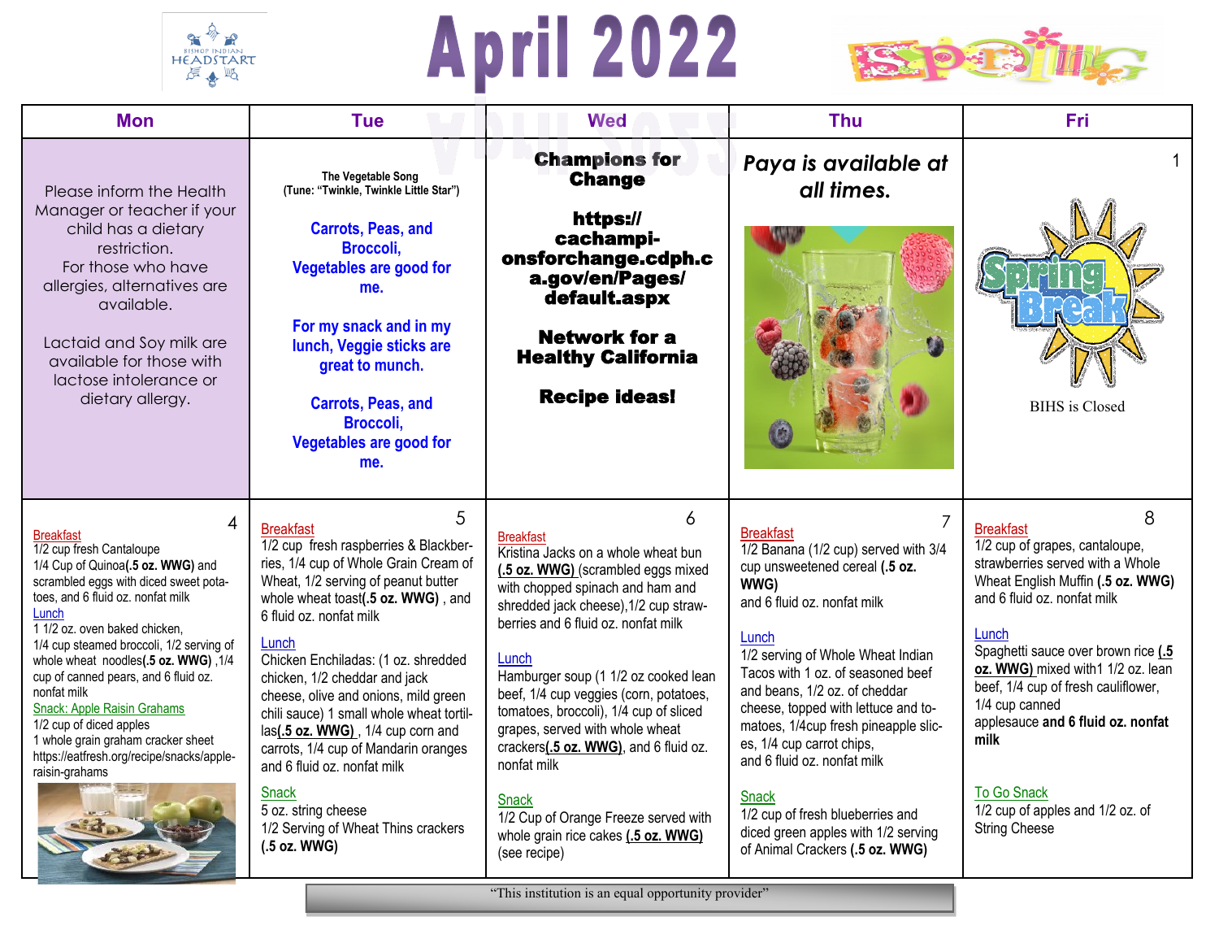# April 2022

| Mon | Tue | Wed | Thu | Fri |
| --- | --- | --- | --- | --- |
| Please inform the Health Manager or teacher if your child has a dietary restriction. For those who have allergies, alternatives are available.<br><br>Lactaid and Soy milk are available for those with lactose intolerance or dietary allergy. | **The Vegetable Song** (Tune: "Twinkle, Twinkle Little Star")<br><br>**Carrots, Peas, and Broccoli, Vegetables are good for me.**<br><br>**For my snack and in my lunch, Veggie sticks are great to munch.**<br><br>**Carrots, Peas, and Broccoli, Vegetables are good for me.** | **Champions for Change**<br><br>**https://cachampionsforchange.cdph.ca.gov/en/Pages/default.aspx**<br><br>**Network for a Healthy California**<br><br>**Recipe ideas!** | ***Paya is available at all times.*** | 1<br><br>Spring Break<br><br>BIHS is Closed |
| 4<br><br>Breakfast<br>1/2 cup fresh Cantaloupe<br>1/4 Cup of Quinoa(**.5 oz. WWG)** and scrambled eggs with diced sweet potatoes, and 6 fluid oz. nonfat milk<br><br>Lunch<br>1 1/2 oz. oven baked chicken, 1/4 cup steamed broccoli, 1/2 serving of whole wheat noodles(**.5 oz. WWG)** ,1/4 cup of canned pears, and 6 fluid oz. nonfat milk<br><br>Snack: Apple Raisin Grahams<br>1/2 cup of diced apples<br>1 whole grain graham cracker sheet<br>https://eatfresh.org/recipe/snacks/apple-raisin-grahams | 5<br><br>Breakfast<br>1/2 cup fresh raspberries & Blackberries, 1/4 cup of Whole Grain Cream of Wheat, 1/2 serving of peanut butter whole wheat toast(**.5 oz. WWG)** , and 6 fluid oz. nonfat milk<br><br>Lunch<br>Chicken Enchiladas: (1 oz. shredded chicken, 1/2 cheddar and jack cheese, olive and onions, mild green chili sauce) 1 small whole wheat tortillas(**.5 oz. WWG)** , 1/4 cup corn and carrots, 1/4 cup of Mandarin oranges and 6 fluid oz. nonfat milk<br><br>Snack<br>5 oz. string cheese<br>1/2 Serving of Wheat Thins crackers **(.5 oz. WWG)** | 6<br><br>Breakfast<br>Kristina Jacks on a whole wheat bun **(.5 oz. WWG)** (scrambled eggs mixed with chopped spinach and ham and shredded jack cheese),1/2 cup strawberries and 6 fluid oz. nonfat milk<br><br>Lunch<br>Hamburger soup (1 1/2 oz cooked lean beef, 1/4 cup veggies (corn, potatoes, tomatoes, broccoli), 1/4 cup of sliced grapes, served with whole wheat crackers**(.5 oz. WWG)**, and 6 fluid oz. nonfat milk<br><br>Snack<br>1/2 Cup of Orange Freeze served with whole grain rice cakes **(.5 oz. WWG)** (see recipe) | 7<br><br>Breakfast<br>1/2 Banana (1/2 cup) served with 3/4 cup unsweetened cereal **(.5 oz. WWG)**<br>and 6 fluid oz. nonfat milk<br><br>Lunch<br>1/2 serving of Whole Wheat Indian Tacos with 1 oz. of seasoned beef and beans, 1/2 oz. of cheddar cheese, topped with lettuce and tomatoes, 1/4cup fresh pineapple slices, 1/4 cup carrot chips,<br>and 6 fluid oz. nonfat milk<br><br>Snack<br>1/2 cup of fresh blueberries and diced green apples with 1/2 serving of Animal Crackers **(.5 oz. WWG)** | 8<br><br>Breakfast<br>1/2 cup of grapes, cantaloupe, strawberries served with a Whole Wheat English Muffin **(.5 oz. WWG)** and 6 fluid oz. nonfat milk<br><br>Lunch<br>Spaghetti sauce over brown rice **(.5 oz. WWG)** mixed with1 1/2 oz. lean beef, 1/4 cup of fresh cauliflower, 1/4 cup canned applesauce **and 6 fluid oz. nonfat milk**<br><br>To Go Snack<br>1/2 cup of apples and 1/2 oz. of String Cheese |

"This institution is an equal opportunity provider"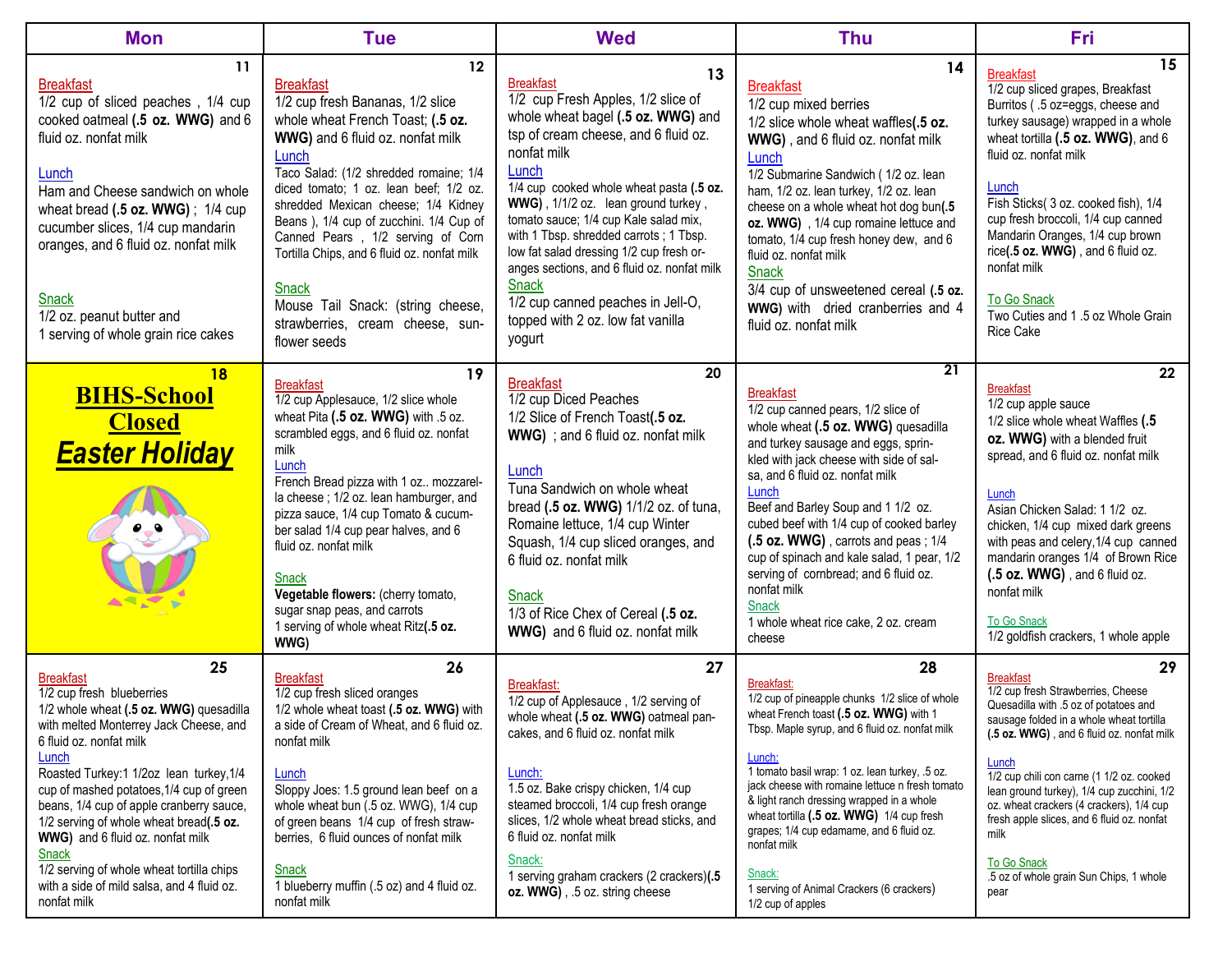| Mon | Tue | Wed | Thu | Fri |
|---|---|---|---|---|
| 11<br>Breakfast<br>1/2 cup of sliced peaches , 1/4 cup cooked oatmeal **(.5 oz. WWG)** and 6 fluid oz. nonfat milk<br><br>Lunch<br>Ham and Cheese sandwich on whole wheat bread **(.5 oz. WWG)** ; 1/4 cup cucumber slices, 1/4 cup mandarin oranges, and 6 fluid oz. nonfat milk<br><br>Snack<br>1/2 oz. peanut butter and<br>1 serving of whole grain rice cakes | 12<br>Breakfast<br>1/2 cup fresh Bananas, 1/2 slice whole wheat French Toast; **(.5 oz. WWG)** and 6 fluid oz. nonfat milk<br>Lunch<br>Taco Salad: (1/2 shredded romaine; 1/4 diced tomato; 1 oz. lean beef; 1/2 oz. shredded Mexican cheese; 1/4 Kidney Beans ), 1/4 cup of zucchini. 1/4 Cup of Canned Pears , 1/2 serving of Corn Tortilla Chips, and 6 fluid oz. nonfat milk<br><br>Snack<br>Mouse Tail Snack: (string cheese, strawberries, cream cheese, sunflower seeds | 13<br>Breakfast<br>1/2 cup Fresh Apples, 1/2 slice of whole wheat bagel **(.5 oz. WWG)** and tsp of cream cheese, and 6 fluid oz. nonfat milk<br>Lunch<br>1/4 cup cooked whole wheat pasta **(.5 oz. WWG)** , 1/1/2 oz. lean ground turkey , tomato sauce; 1/4 cup Kale salad mix, with 1 Tbsp. shredded carrots ; 1 Tbsp. low fat salad dressing 1/2 cup fresh oranges sections, and 6 fluid oz. nonfat milk<br>Snack<br>1/2 cup canned peaches in Jell-O, topped with 2 oz. low fat vanilla yogurt | 14<br>Breakfast<br>1/2 cup mixed berries<br>1/2 slice whole wheat waffles**(.5 oz. WWG)** , and 6 fluid oz. nonfat milk<br>Lunch<br>1/2 Submarine Sandwich ( 1/2 oz. lean ham, 1/2 oz. lean turkey, 1/2 oz. lean cheese on a whole wheat hot dog bun**(.5 oz. WWG)** , 1/4 cup romaine lettuce and tomato, 1/4 cup fresh honey dew, and 6 fluid oz. nonfat milk<br>Snack<br>3/4 cup of unsweetened cereal **(.5 oz. WWG)** with dried cranberries and 4 fluid oz. nonfat milk | 15<br>Breakfast<br>1/2 cup sliced grapes, Breakfast Burritos ( .5 oz=eggs, cheese and turkey sausage) wrapped in a whole wheat tortilla **(.5 oz. WWG)**, and 6 fluid oz. nonfat milk<br><br>Lunch<br>Fish Sticks( 3 oz. cooked fish), 1/4 cup fresh broccoli, 1/4 cup canned Mandarin Oranges, 1/4 cup brown rice**(.5 oz. WWG)** , and 6 fluid oz. nonfat milk<br><br>To Go Snack<br>Two Cuties and 1 .5 oz Whole Grain Rice Cake |
| 18<br>**BIHS-School Closed**<br>***Easter Holiday*** | 19<br>Breakfast<br>1/2 cup Applesauce, 1/2 slice whole wheat Pita **(.5 oz. WWG)** with .5 oz. scrambled eggs, and 6 fluid oz. nonfat milk<br>Lunch<br>French Bread pizza with 1 oz.. mozzarella cheese ; 1/2 oz. lean hamburger, and pizza sauce, 1/4 cup Tomato & cucumber salad 1/4 cup pear halves, and 6 fluid oz. nonfat milk<br><br>Snack<br>**Vegetable flowers:** (cherry tomato, sugar snap peas, and carrots<br>1 serving of whole wheat Ritz**(.5 oz. WWG)** | 20<br>Breakfast<br>1/2 cup Diced Peaches<br>1/2 Slice of French Toast**(.5 oz. WWG)** ; and 6 fluid oz. nonfat milk<br><br>Lunch<br>Tuna Sandwich on whole wheat bread **(.5 oz. WWG)** 1/1/2 oz. of tuna, Romaine lettuce, 1/4 cup Winter Squash, 1/4 cup sliced oranges, and 6 fluid oz. nonfat milk<br><br>Snack<br>1/3 of Rice Chex of Cereal **(.5 oz. WWG)** and 6 fluid oz. nonfat milk | 21<br>Breakfast<br>1/2 cup canned pears, 1/2 slice of whole wheat **(.5 oz. WWG)** quesadilla and turkey sausage and eggs, sprinkled with jack cheese with side of salsa, and 6 fluid oz. nonfat milk<br>Lunch<br>Beef and Barley Soup and 1 1/2 oz. cubed beef with 1/4 cup of cooked barley **(.5 oz. WWG)** , carrots and peas ; 1/4 cup of spinach and kale salad, 1 pear, 1/2 serving of cornbread; and 6 fluid oz. nonfat milk<br>Snack<br>1 whole wheat rice cake, 2 oz. cream cheese | 22<br>Breakfast<br>1/2 cup apple sauce<br>1/2 slice whole wheat Waffles **(.5 oz. WWG)** with a blended fruit spread, and 6 fluid oz. nonfat milk<br><br>Lunch<br>Asian Chicken Salad: 1 1/2 oz. chicken, 1/4 cup mixed dark greens with peas and celery,1/4 cup canned mandarin oranges 1/4 of Brown Rice **(.5 oz. WWG)** , and 6 fluid oz. nonfat milk<br><br>To Go Snack<br>1/2 goldfish crackers, 1 whole apple |
| 25<br>Breakfast<br>1/2 cup fresh blueberries<br>1/2 whole wheat **(.5 oz. WWG)** quesadilla with melted Monterrey Jack Cheese, and 6 fluid oz. nonfat milk<br>Lunch<br>Roasted Turkey:1 1/2oz lean turkey,1/4 cup of mashed potatoes,1/4 cup of green beans, 1/4 cup of apple cranberry sauce, 1/2 serving of whole wheat bread**(.5 oz. WWG)** and 6 fluid oz. nonfat milk<br>Snack<br>1/2 serving of whole wheat tortilla chips with a side of mild salsa, and 4 fluid oz. nonfat milk | 26<br>Breakfast<br>1/2 cup fresh sliced oranges<br>1/2 whole wheat toast **(.5 oz. WWG)** with a side of Cream of Wheat, and 6 fluid oz. nonfat milk<br><br>Lunch<br>Sloppy Joes: 1.5 ground lean beef on a whole wheat bun (.5 oz. WWG), 1/4 cup of green beans 1/4 cup of fresh strawberries, 6 fluid ounces of nonfat milk<br><br>Snack<br>1 blueberry muffin (.5 oz) and 4 fluid oz. nonfat milk | 27<br>Breakfast:<br>1/2 cup of Applesauce , 1/2 serving of whole wheat **(.5 oz. WWG)** oatmeal pancakes, and 6 fluid oz. nonfat milk<br><br>Lunch:<br>1.5 oz. Bake crispy chicken, 1/4 cup steamed broccoli, 1/4 cup fresh orange slices, 1/2 whole wheat bread sticks, and 6 fluid oz. nonfat milk<br>Snack:<br>1 serving graham crackers (2 crackers)**(.5 oz. WWG)** , .5 oz. string cheese | 28<br>Breakfast:<br>1/2 cup of pineapple chunks 1/2 slice of whole wheat French toast **(.5 oz. WWG)** with 1 Tbsp. Maple syrup, and 6 fluid oz. nonfat milk<br><br>Lunch:<br>1 tomato basil wrap: 1 oz. lean turkey, .5 oz. jack cheese with romaine lettuce n fresh tomato & light ranch dressing wrapped in a whole wheat tortilla **(.5 oz. WWG)** 1/4 cup fresh grapes; 1/4 cup edamame, and 6 fluid oz. nonfat milk<br><br>Snack:<br>1 serving of Animal Crackers (6 crackers)<br>1/2 cup of apples | 29<br>Breakfast<br>1/2 cup fresh Strawberries, Cheese Quesadilla with .5 oz of potatoes and sausage folded in a whole wheat tortilla **(.5 oz. WWG)** , and 6 fluid oz. nonfat milk<br><br>Lunch<br>1/2 cup chili con carne (1 1/2 oz. cooked lean ground turkey), 1/4 cup zucchini, 1/2 oz. wheat crackers (4 crackers), 1/4 cup fresh apple slices, and 6 fluid oz. nonfat milk<br><br>To Go Snack<br>.5 oz of whole grain Sun Chips, 1 whole pear |